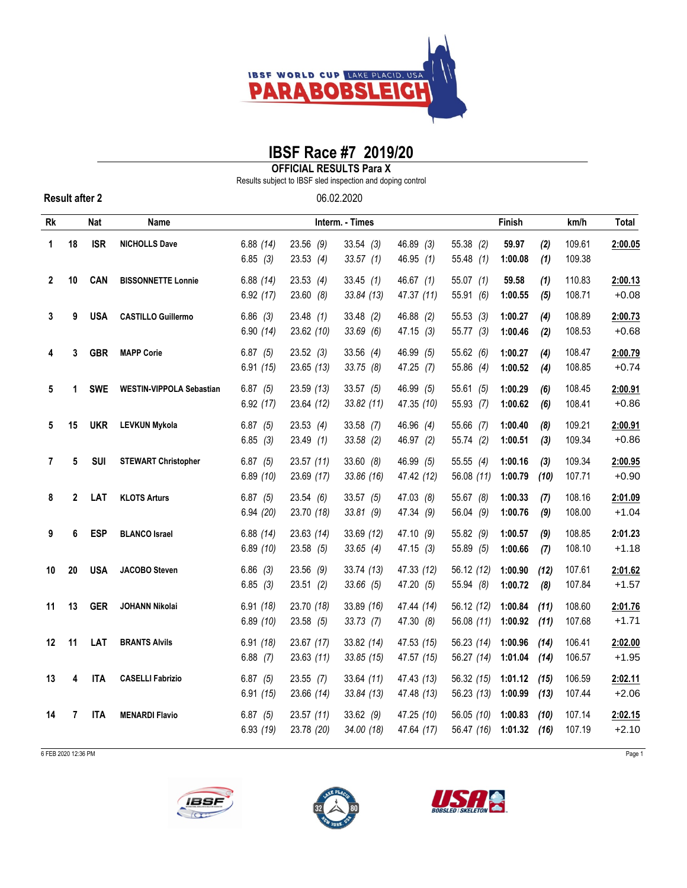IBSF WORLD CUP LAKE PLACID, USA PARABOBSLEIGH

# IBSF Race #7 2019/20

**OFFICIAL RESULTS Para X**

Results subject to IBSF sled inspection and doping control

**Result after 2**

06.02.2020

| Rk | | Nat | Name | Interm. - Times | | | | | Finish | | km/h | Total |
|---|---|---|---|---|---|---|---|---|---|---|---|---|
| 1 | 18 | ISR | NICHOLLS Dave | 6.88 *(14)* | 23.56 *(9)* | 33.54 *(3)* | 46.89 *(3)* | 55.38 *(2)* | **59.97** | ***(2)*** | 109.61 | **2:00.05** |
| | | | | 6.85 *(3)* | 23.53 *(4)* | *33.57 (1)* | 46.95 *(1)* | 55.48 *(1)* | **1:00.08** | ***(1)*** | 109.38 | |
| 2 | 10 | CAN | BISSONNETTE Lonnie | 6.88 *(14)* | 23.53 *(4)* | 33.45 *(1)* | 46.67 *(1)* | 55.07 *(1)* | **59.58** | ***(1)*** | 110.83 | **2:00.13** |
| | | | | 6.92 *(17)* | 23.60 *(8)* | *33.84 (13)* | 47.37 *(11)* | 55.91 *(6)* | **1:00.55** | ***(5)*** | 108.71 | +0.08 |
| 3 | 9 | USA | CASTILLO Guillermo | 6.86 *(3)* | 23.48 *(1)* | 33.48 *(2)* | 46.88 *(2)* | 55.53 *(3)* | **1:00.27** | ***(4)*** | 108.89 | **2:00.73** |
| | | | | 6.90 *(14)* | 23.62 *(10)* | *33.69 (6)* | 47.15 *(3)* | 55.77 *(3)* | **1:00.46** | ***(2)*** | 108.53 | +0.68 |
| 4 | 3 | GBR | MAPP Corie | 6.87 *(5)* | 23.52 *(3)* | 33.56 *(4)* | 46.99 *(5)* | 55.62 *(6)* | **1:00.27** | ***(4)*** | 108.47 | **2:00.79** |
| | | | | 6.91 *(15)* | 23.65 *(13)* | *33.75 (8)* | 47.25 *(7)* | 55.86 *(4)* | **1:00.52** | ***(4)*** | 108.85 | +0.74 |
| 5 | 1 | SWE | WESTIN-VIPPOLA Sebastian | 6.87 *(5)* | 23.59 *(13)* | 33.57 *(5)* | 46.99 *(5)* | 55.61 *(5)* | **1:00.29** | ***(6)*** | 108.45 | **2:00.91** |
| | | | | 6.92 *(17)* | 23.64 *(12)* | *33.82 (11)* | 47.35 *(10)* | 55.93 *(7)* | **1:00.62** | ***(6)*** | 108.41 | +0.86 |
| 5 | 15 | UKR | LEVKUN Mykola | 6.87 *(5)* | 23.53 *(4)* | 33.58 *(7)* | 46.96 *(4)* | 55.66 *(7)* | **1:00.40** | ***(8)*** | 109.21 | **2:00.91** |
| | | | | 6.85 *(3)* | 23.49 *(1)* | *33.58 (2)* | 46.97 *(2)* | 55.74 *(2)* | **1:00.51** | ***(3)*** | 109.34 | +0.86 |
| 7 | 5 | SUI | STEWART Christopher | 6.87 *(5)* | 23.57 *(11)* | 33.60 *(8)* | 46.99 *(5)* | 55.55 *(4)* | **1:00.16** | ***(3)*** | 109.34 | **2:00.95** |
| | | | | 6.89 *(10)* | 23.69 *(17)* | *33.86 (16)* | 47.42 *(12)* | 56.08 *(11)* | **1:00.79** | ***(10)*** | 107.71 | +0.90 |
| 8 | 2 | LAT | KLOTS Arturs | 6.87 *(5)* | 23.54 *(6)* | 33.57 *(5)* | 47.03 *(8)* | 55.67 *(8)* | **1:00.33** | ***(7)*** | 108.16 | **2:01.09** |
| | | | | 6.94 *(20)* | 23.70 *(18)* | *33.81 (9)* | 47.34 *(9)* | 56.04 *(9)* | **1:00.76** | ***(9)*** | 108.00 | +1.04 |
| 9 | 6 | ESP | BLANCO Israel | 6.88 *(14)* | 23.63 *(14)* | 33.69 *(12)* | 47.10 *(9)* | 55.82 *(9)* | **1:00.57** | ***(9)*** | 108.85 | **2:01.23** |
| | | | | 6.89 *(10)* | 23.58 *(5)* | *33.65 (4)* | 47.15 *(3)* | 55.89 *(5)* | **1:00.66** | ***(7)*** | 108.10 | +1.18 |
| 10 | 20 | USA | JACOBO Steven | 6.86 *(3)* | 23.56 *(9)* | 33.74 *(13)* | 47.33 *(12)* | 56.12 *(12)* | **1:00.90** | ***(12)*** | 107.61 | **2:01.62** |
| | | | | 6.85 *(3)* | 23.51 *(2)* | *33.66 (5)* | 47.20 *(5)* | 55.94 *(8)* | **1:00.72** | ***(8)*** | 107.84 | +1.57 |
| 11 | 13 | GER | JOHANN Nikolai | 6.91 *(18)* | 23.70 *(18)* | 33.89 *(16)* | 47.44 *(14)* | 56.12 *(12)* | **1:00.84** | ***(11)*** | 108.60 | **2:01.76** |
| | | | | 6.89 *(10)* | 23.58 *(5)* | *33.73 (7)* | 47.30 *(8)* | 56.08 *(11)* | **1:00.92** | ***(11)*** | 107.68 | +1.71 |
| 12 | 11 | LAT | BRANTS Alvils | 6.91 *(18)* | 23.67 *(17)* | 33.82 *(14)* | 47.53 *(15)* | 56.23 *(14)* | **1:00.96** | ***(14)*** | 106.41 | **2:02.00** |
| | | | | 6.88 *(7)* | 23.63 *(11)* | *33.85 (15)* | 47.57 *(15)* | 56.27 *(14)* | **1:01.04** | ***(14)*** | 106.57 | +1.95 |
| 13 | 4 | ITA | CASELLI Fabrizio | 6.87 *(5)* | 23.55 *(7)* | 33.64 *(11)* | 47.43 *(13)* | 56.32 *(15)* | **1:01.12** | ***(15)*** | 106.59 | **2:02.11** |
| | | | | 6.91 *(15)* | 23.66 *(14)* | *33.84 (13)* | 47.48 *(13)* | 56.23 *(13)* | **1:00.99** | ***(13)*** | 107.44 | +2.06 |
| 14 | 7 | ITA | MENARDI Flavio | 6.87 *(5)* | 23.57 *(11)* | 33.62 *(9)* | 47.25 *(10)* | 56.05 *(10)* | **1:00.83** | ***(10)*** | 107.14 | **2:02.15** |
| | | | | 6.93 *(19)* | 23.78 *(20)* | *34.00 (18)* | 47.64 *(17)* | 56.47 *(16)* | **1:01.32** | ***(16)*** | 107.19 | +2.10 |

6 FEB 2020 12:36 PM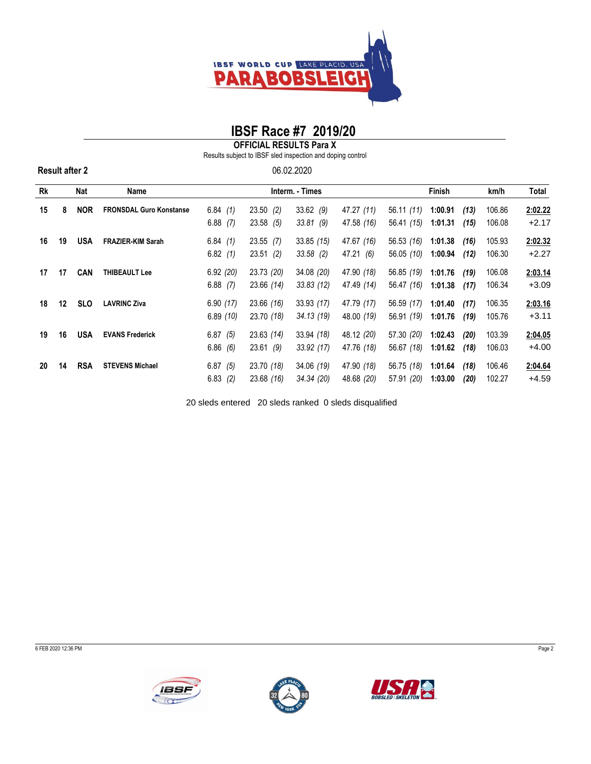# IBSF Race #7 2019/20

**OFFICIAL RESULTS Para X**

Results subject to IBSF sled inspection and doping control

**Result after 2**

06.02.2020

| Rk | | Nat | Name | Interm. - Times | | | | | Finish | | km/h | Total |
|---|---|---|---|---|---|---|---|---|---|---|---|---|
| **15** | **8** | **NOR** | **FRONSDAL Guro Konstanse** | 6.84 *(1)* | 23.50 *(2)* | 33.62 *(9)* | 47.27 *(11)* | 56.11 *(11)* | **1:00.91** | ***(13)*** | 106.86 | **2:02.22** |
| | | | | 6.88 *(7)* | 23.58 *(5)* | *33.81 (9)* | 47.58 *(16)* | 56.41 *(15)* | **1:01.31** | ***(15)*** | 106.08 | +2.17 |
| **16** | **19** | **USA** | **FRAZIER-KIM Sarah** | 6.84 *(1)* | 23.55 *(7)* | 33.85 *(15)* | 47.67 *(16)* | 56.53 *(16)* | **1:01.38** | ***(16)*** | 105.93 | **2:02.32** |
| | | | | 6.82 *(1)* | 23.51 *(2)* | *33.58 (2)* | 47.21 *(6)* | 56.05 *(10)* | **1:00.94** | ***(12)*** | 106.30 | +2.27 |
| **17** | **17** | **CAN** | **THIBEAULT Lee** | 6.92 *(20)* | 23.73 *(20)* | 34.08 *(20)* | 47.90 *(18)* | 56.85 *(19)* | **1:01.76** | ***(19)*** | 106.08 | **2:03.14** |
| | | | | 6.88 *(7)* | 23.66 *(14)* | *33.83 (12)* | 47.49 *(14)* | 56.47 *(16)* | **1:01.38** | ***(17)*** | 106.34 | +3.09 |
| **18** | **12** | **SLO** | **LAVRINC Ziva** | 6.90 *(17)* | 23.66 *(16)* | 33.93 *(17)* | 47.79 *(17)* | 56.59 *(17)* | **1:01.40** | ***(17)*** | 106.35 | **2:03.16** |
| | | | | 6.89 *(10)* | 23.70 *(18)* | *34.13 (19)* | 48.00 *(19)* | 56.91 *(19)* | **1:01.76** | ***(19)*** | 105.76 | +3.11 |
| **19** | **16** | **USA** | **EVANS Frederick** | 6.87 *(5)* | 23.63 *(14)* | 33.94 *(18)* | 48.12 *(20)* | 57.30 *(20)* | **1:02.43** | ***(20)*** | 103.39 | **2:04.05** |
| | | | | 6.86 *(6)* | 23.61 *(9)* | *33.92 (17)* | 47.76 *(18)* | 56.67 *(18)* | **1:01.62** | ***(18)*** | 106.03 | +4.00 |
| **20** | **14** | **RSA** | **STEVENS Michael** | 6.87 *(5)* | 23.70 *(18)* | 34.06 *(19)* | 47.90 *(18)* | 56.75 *(18)* | **1:01.64** | ***(18)*** | 106.46 | **2:04.64** |
| | | | | 6.83 *(2)* | 23.68 *(16)* | *34.34 (20)* | 48.68 *(20)* | 57.91 *(20)* | **1:03.00** | ***(20)*** | 102.27 | +4.59 |

20 sleds entered   20 sleds ranked   0 sleds disqualified

6 FEB 2020 12:36 PM